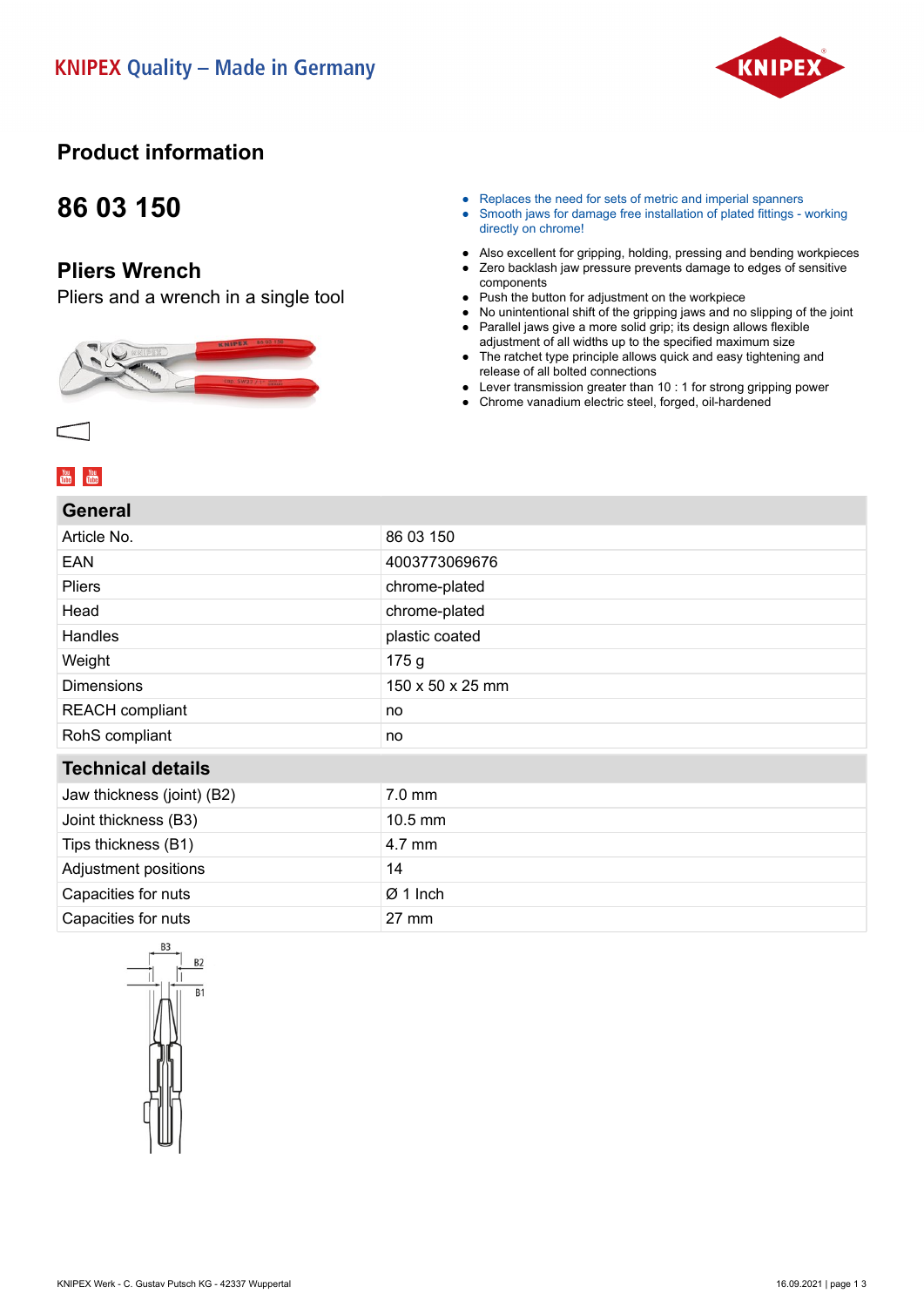KNIPEX Quality – Made in Germany

# Product information

## 86 03 150

## Pliers Wrench

Pliers and a wrench in a single tool

- Replaces the need for sets of metric and imperial spanners
- Smooth jaws for damage free installation of plated fittings - working directly on chrome!

- Also excellent for gripping, holding, pressing and bending workpieces
- Zero backlash jaw pressure prevents damage to edges of sensitive components
- Push the button for adjustment on the workpiece
- No unintentional shift of the gripping jaws and no slipping of the joint
- Parallel jaws give a more solid grip; its design allows flexible adjustment of all widths up to the specified maximum size
- The ratchet type principle allows quick and easy tightening and release of all bolted connections
- Lever transmission greater than 10 : 1 for strong gripping power
- Chrome vanadium electric steel, forged, oil-hardened

| General | |
|---|---|
| Article No. | 86 03 150 |
| EAN | 4003773069676 |
| Pliers | chrome-plated |
| Head | chrome-plated |
| Handles | plastic coated |
| Weight | 175 g |
| Dimensions | 150 x 50 x 25 mm |
| REACH compliant | no |
| RohS compliant | no |

| Technical details | |
|---|---|
| Jaw thickness (joint) (B2) | 7.0 mm |
| Joint thickness (B3) | 10.5 mm |
| Tips thickness (B1) | 4.7 mm |
| Adjustment positions | 14 |
| Capacities for nuts | Ø 1 Inch |
| Capacities for nuts | 27 mm |

KNIPEX Werk - C. Gustav Putsch KG - 42337 Wuppertal

16.09.2021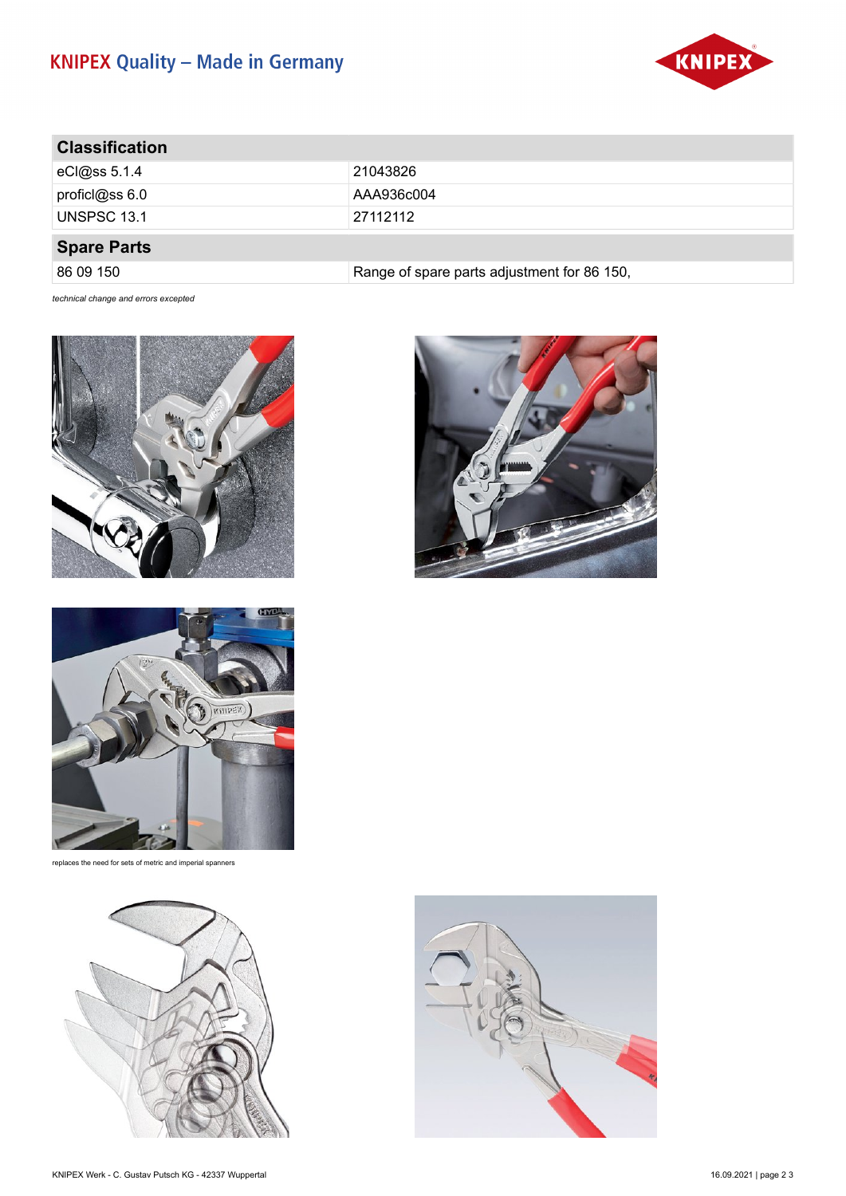## Classification

| | |
|---|---|
| eCl@ss 5.1.4 | 21043826 |
| proficl@ss 6.0 | AAA936c004 |
| UNSPSC 13.1 | 27112112 |

## Spare Parts

| | |
|---|---|
| 86 09 150 | Range of spare parts adjustment for 86 150, |

*technical change and errors excepted*

replaces the need for sets of metric and imperial spanners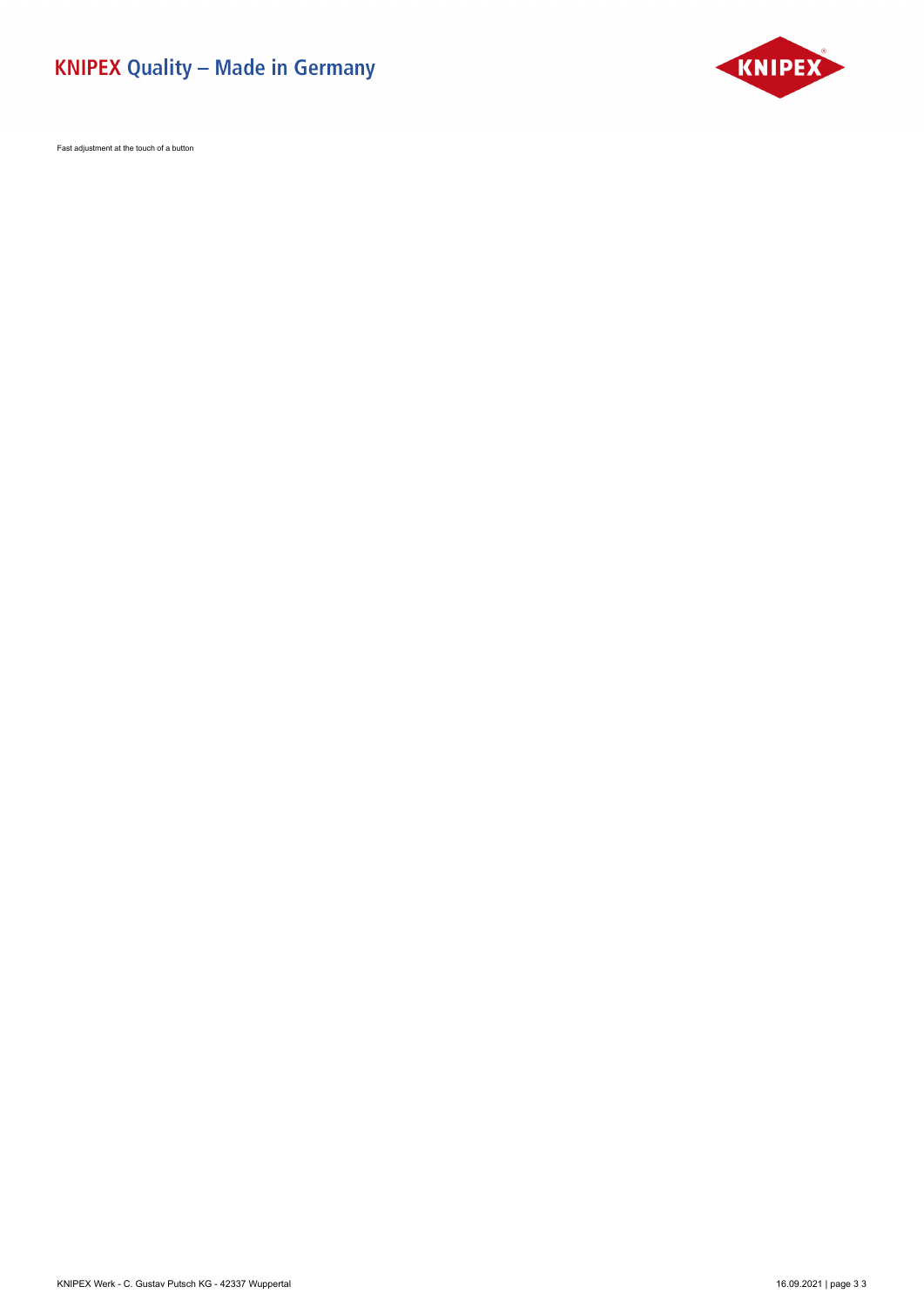Fast adjustment at the touch of a button